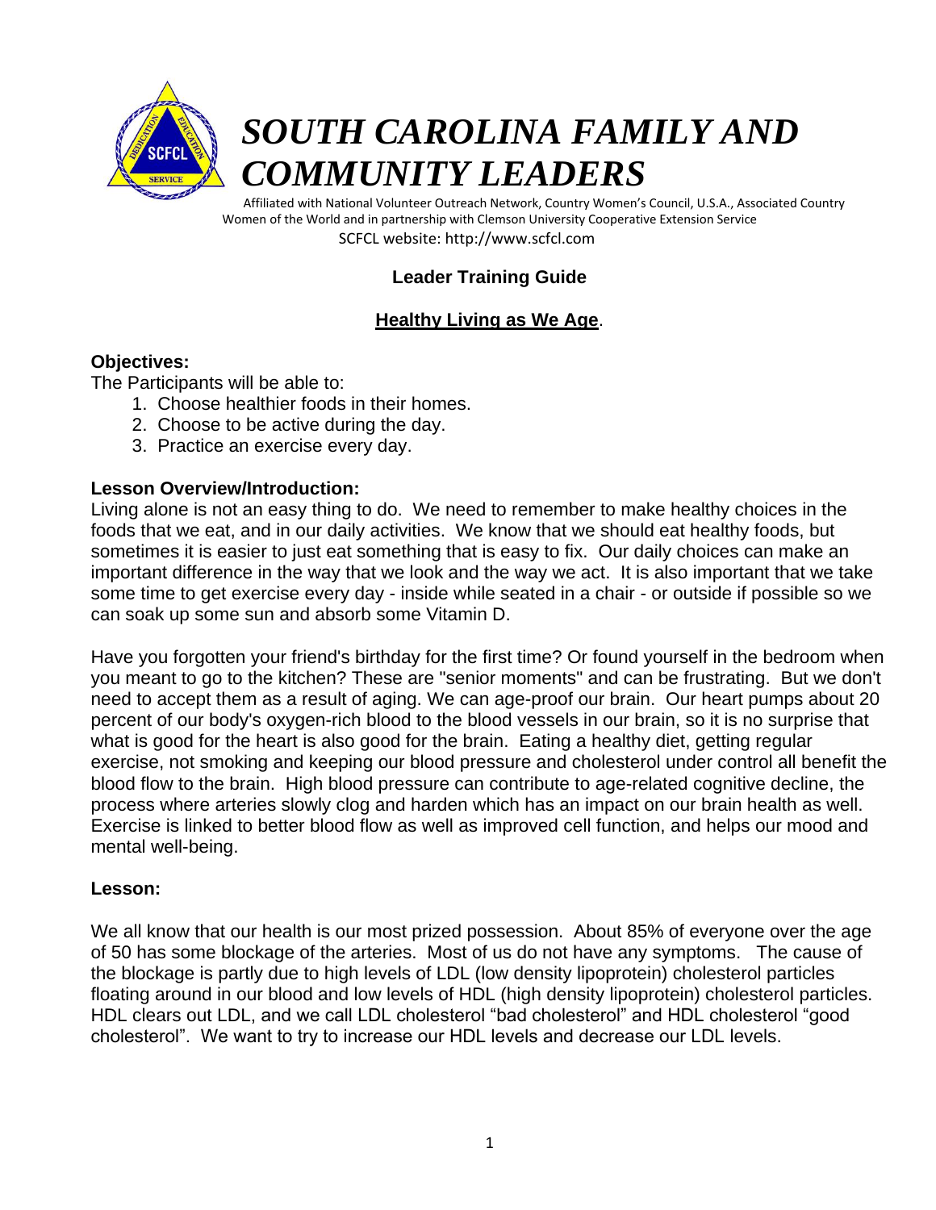# *SOUTH CAROLINA FAMILY AND COMMUNITY LEADERS*

Affiliated with National Volunteer Outreach Network, Country Women's Council, U.S.A., Associated Country Women of the World and in partnership with Clemson University Cooperative Extension Service

SCFCL website: http://www.scfcl.com

## Leader Training Guide

### Healthy Living as We Age.

**Objectives:**

The Participants will be able to:

1. Choose healthier foods in their homes.
2. Choose to be active during the day.
3. Practice an exercise every day.

**Lesson Overview/Introduction:**

Living alone is not an easy thing to do. We need to remember to make healthy choices in the foods that we eat, and in our daily activities. We know that we should eat healthy foods, but sometimes it is easier to just eat something that is easy to fix. Our daily choices can make an important difference in the way that we look and the way we act. It is also important that we take some time to get exercise every day - inside while seated in a chair - or outside if possible so we can soak up some sun and absorb some Vitamin D.

Have you forgotten your friend's birthday for the first time? Or found yourself in the bedroom when you meant to go to the kitchen? These are "senior moments" and can be frustrating. But we don't need to accept them as a result of aging. We can age-proof our brain. Our heart pumps about 20 percent of our body's oxygen-rich blood to the blood vessels in our brain, so it is no surprise that what is good for the heart is also good for the brain. Eating a healthy diet, getting regular exercise, not smoking and keeping our blood pressure and cholesterol under control all benefit the blood flow to the brain. High blood pressure can contribute to age-related cognitive decline, the process where arteries slowly clog and harden which has an impact on our brain health as well. Exercise is linked to better blood flow as well as improved cell function, and helps our mood and mental well-being.

**Lesson:**

We all know that our health is our most prized possession. About 85% of everyone over the age of 50 has some blockage of the arteries. Most of us do not have any symptoms. The cause of the blockage is partly due to high levels of LDL (low density lipoprotein) cholesterol particles floating around in our blood and low levels of HDL (high density lipoprotein) cholesterol particles. HDL clears out LDL, and we call LDL cholesterol "bad cholesterol" and HDL cholesterol "good cholesterol". We want to try to increase our HDL levels and decrease our LDL levels.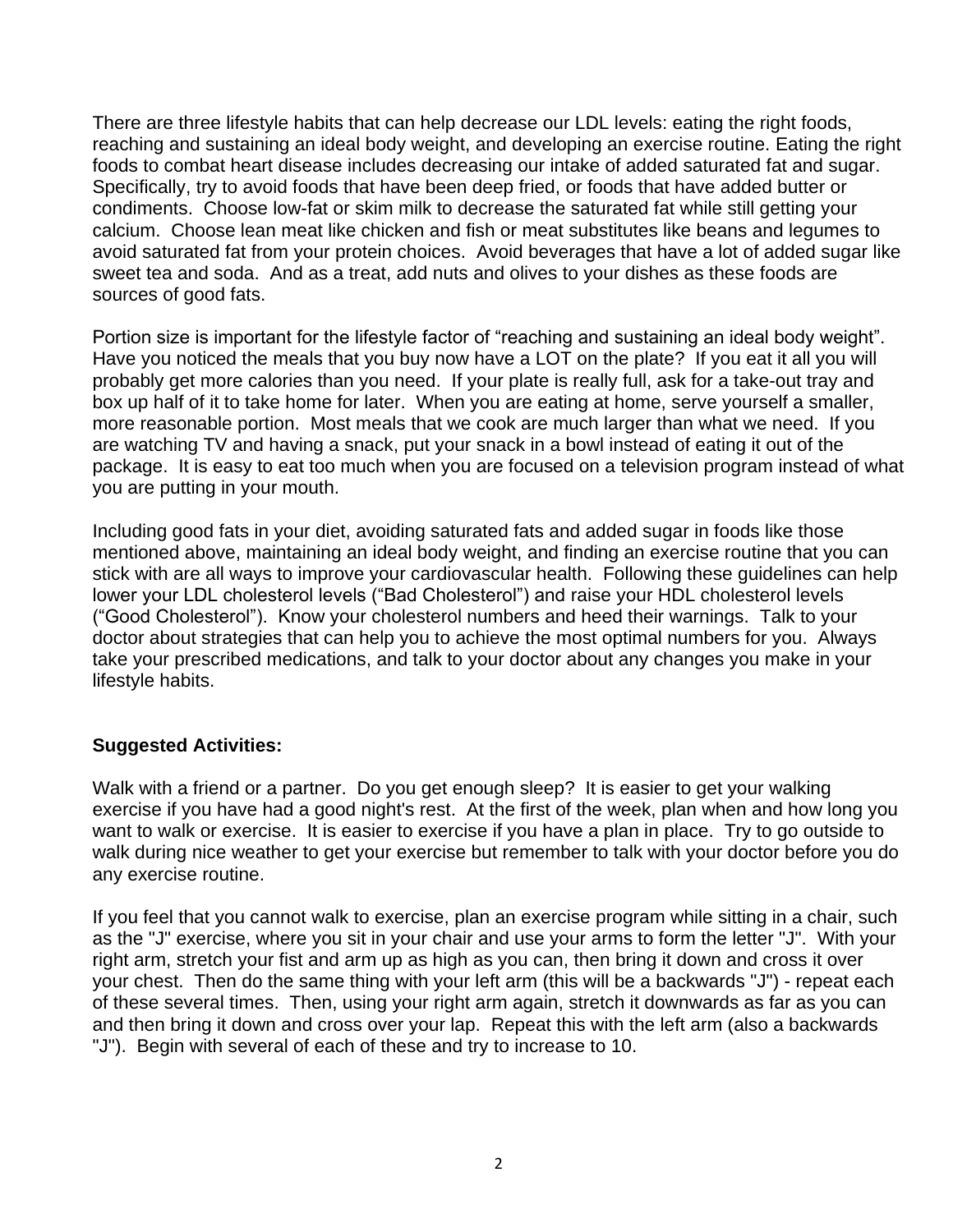There are three lifestyle habits that can help decrease our LDL levels: eating the right foods, reaching and sustaining an ideal body weight, and developing an exercise routine. Eating the right foods to combat heart disease includes decreasing our intake of added saturated fat and sugar. Specifically, try to avoid foods that have been deep fried, or foods that have added butter or condiments. Choose low-fat or skim milk to decrease the saturated fat while still getting your calcium. Choose lean meat like chicken and fish or meat substitutes like beans and legumes to avoid saturated fat from your protein choices. Avoid beverages that have a lot of added sugar like sweet tea and soda. And as a treat, add nuts and olives to your dishes as these foods are sources of good fats.

Portion size is important for the lifestyle factor of "reaching and sustaining an ideal body weight". Have you noticed the meals that you buy now have a LOT on the plate? If you eat it all you will probably get more calories than you need. If your plate is really full, ask for a take-out tray and box up half of it to take home for later. When you are eating at home, serve yourself a smaller, more reasonable portion. Most meals that we cook are much larger than what we need. If you are watching TV and having a snack, put your snack in a bowl instead of eating it out of the package. It is easy to eat too much when you are focused on a television program instead of what you are putting in your mouth.

Including good fats in your diet, avoiding saturated fats and added sugar in foods like those mentioned above, maintaining an ideal body weight, and finding an exercise routine that you can stick with are all ways to improve your cardiovascular health. Following these guidelines can help lower your LDL cholesterol levels ("Bad Cholesterol") and raise your HDL cholesterol levels ("Good Cholesterol"). Know your cholesterol numbers and heed their warnings. Talk to your doctor about strategies that can help you to achieve the most optimal numbers for you. Always take your prescribed medications, and talk to your doctor about any changes you make in your lifestyle habits.

**Suggested Activities:**

Walk with a friend or a partner. Do you get enough sleep? It is easier to get your walking exercise if you have had a good night's rest. At the first of the week, plan when and how long you want to walk or exercise. It is easier to exercise if you have a plan in place. Try to go outside to walk during nice weather to get your exercise but remember to talk with your doctor before you do any exercise routine.

If you feel that you cannot walk to exercise, plan an exercise program while sitting in a chair, such as the "J" exercise, where you sit in your chair and use your arms to form the letter "J". With your right arm, stretch your fist and arm up as high as you can, then bring it down and cross it over your chest. Then do the same thing with your left arm (this will be a backwards "J") - repeat each of these several times. Then, using your right arm again, stretch it downwards as far as you can and then bring it down and cross over your lap. Repeat this with the left arm (also a backwards "J"). Begin with several of each of these and try to increase to 10.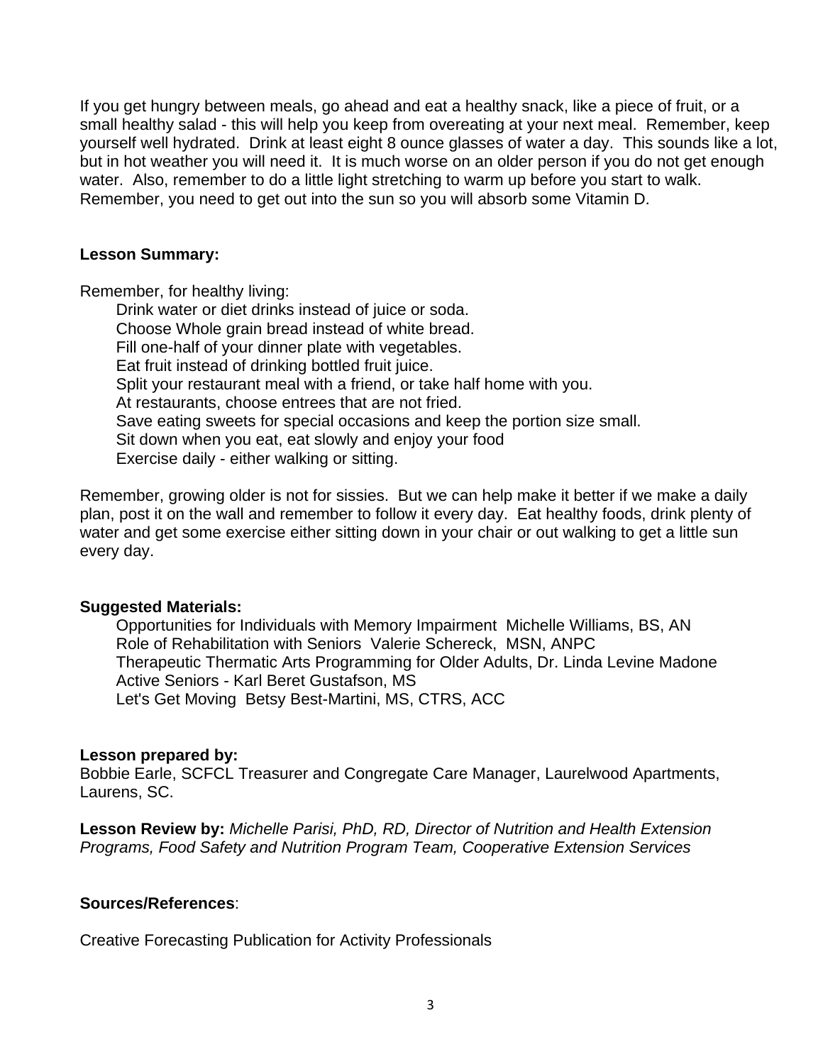If you get hungry between meals, go ahead and eat a healthy snack, like a piece of fruit, or a small healthy salad - this will help you keep from overeating at your next meal. Remember, keep yourself well hydrated. Drink at least eight 8 ounce glasses of water a day. This sounds like a lot, but in hot weather you will need it. It is much worse on an older person if you do not get enough water. Also, remember to do a little light stretching to warm up before you start to walk. Remember, you need to get out into the sun so you will absorb some Vitamin D.

**Lesson Summary:**

Remember, for healthy living:

- Drink water or diet drinks instead of juice or soda.
- Choose Whole grain bread instead of white bread.
- Fill one-half of your dinner plate with vegetables.
- Eat fruit instead of drinking bottled fruit juice.
- Split your restaurant meal with a friend, or take half home with you.
- At restaurants, choose entrees that are not fried.
- Save eating sweets for special occasions and keep the portion size small.
- Sit down when you eat, eat slowly and enjoy your food
- Exercise daily - either walking or sitting.

Remember, growing older is not for sissies. But we can help make it better if we make a daily plan, post it on the wall and remember to follow it every day. Eat healthy foods, drink plenty of water and get some exercise either sitting down in your chair or out walking to get a little sun every day.

**Suggested Materials:**

- Opportunities for Individuals with Memory Impairment Michelle Williams, BS, AN
- Role of Rehabilitation with Seniors Valerie Schereck, MSN, ANPC
- Therapeutic Thermatic Arts Programming for Older Adults, Dr. Linda Levine Madone
- Active Seniors - Karl Beret Gustafson, MS
- Let's Get Moving Betsy Best-Martini, MS, CTRS, ACC

**Lesson prepared by:**
Bobbie Earle, SCFCL Treasurer and Congregate Care Manager, Laurelwood Apartments, Laurens, SC.

**Lesson Review by:** *Michelle Parisi, PhD, RD, Director of Nutrition and Health Extension Programs, Food Safety and Nutrition Program Team, Cooperative Extension Services*

**Sources/References**:

Creative Forecasting Publication for Activity Professionals